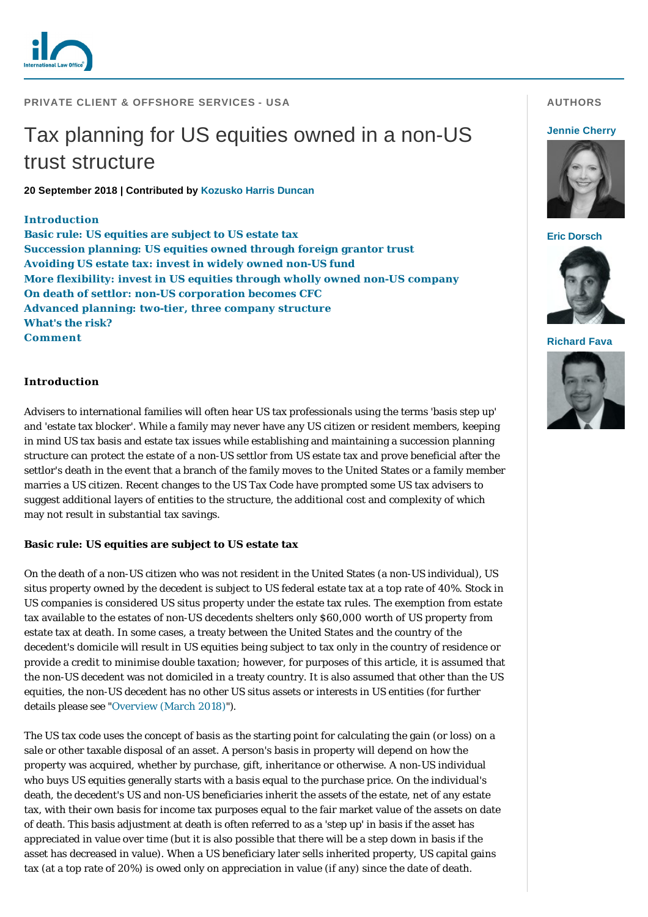PRIVATE CLIENT & OFFSHORE SERVICES - USA

# Tax planning for US equities owned in a non-US trust structure

**20 September 2018 | Contributed by Kozusko Harris Duncan**

**AUTHORS**

**Jennie Cherry**

**Eric Dorsch**

**Richard Fava**

- Introduction
- Basic rule: US equities are subject to US estate tax
- Succession planning: US equities owned through foreign grantor trust
- Avoiding US estate tax: invest in widely owned non-US fund
- More flexibility: invest in US equities through wholly owned non-US company
- On death of settlor: non-US corporation becomes CFC
- Advanced planning: two-tier, three company structure
- What's the risk?
- Comment

## Introduction

Advisers to international families will often hear US tax professionals using the terms 'basis step up' and 'estate tax blocker'. While a family may never have any US citizen or resident members, keeping in mind US tax basis and estate tax issues while establishing and maintaining a succession planning structure can protect the estate of a non-US settlor from US estate tax and prove beneficial after the settlor's death in the event that a branch of the family moves to the United States or a family member marries a US citizen. Recent changes to the US Tax Code have prompted some US tax advisers to suggest additional layers of entities to the structure, the additional cost and complexity of which may not result in substantial tax savings.

## Basic rule: US equities are subject to US estate tax

On the death of a non-US citizen who was not resident in the United States (a non-US individual), US situs property owned by the decedent is subject to US federal estate tax at a top rate of 40%. Stock in US companies is considered US situs property under the estate tax rules. The exemption from estate tax available to the estates of non-US decedents shelters only $60,000 worth of US property from estate tax at death. In some cases, a treaty between the United States and the country of the decedent's domicile will result in US equities being subject to tax only in the country of residence or provide a credit to minimise double taxation; however, for purposes of this article, it is assumed that the non-US decedent was not domiciled in a treaty country. It is also assumed that other than the US equities, the non-US decedent has no other US situs assets or interests in US entities (for further details please see "Overview (March 2018)").

The US tax code uses the concept of basis as the starting point for calculating the gain (or loss) on a sale or other taxable disposal of an asset. A person's basis in property will depend on how the property was acquired, whether by purchase, gift, inheritance or otherwise. A non-US individual who buys US equities generally starts with a basis equal to the purchase price. On the individual's death, the decedent's US and non-US beneficiaries inherit the assets of the estate, net of any estate tax, with their own basis for income tax purposes equal to the fair market value of the assets on date of death. This basis adjustment at death is often referred to as a 'step up' in basis if the asset has appreciated in value over time (but it is also possible that there will be a step down in basis if the asset has decreased in value). When a US beneficiary later sells inherited property, US capital gains tax (at a top rate of 20%) is owed only on appreciation in value (if any) since the date of death.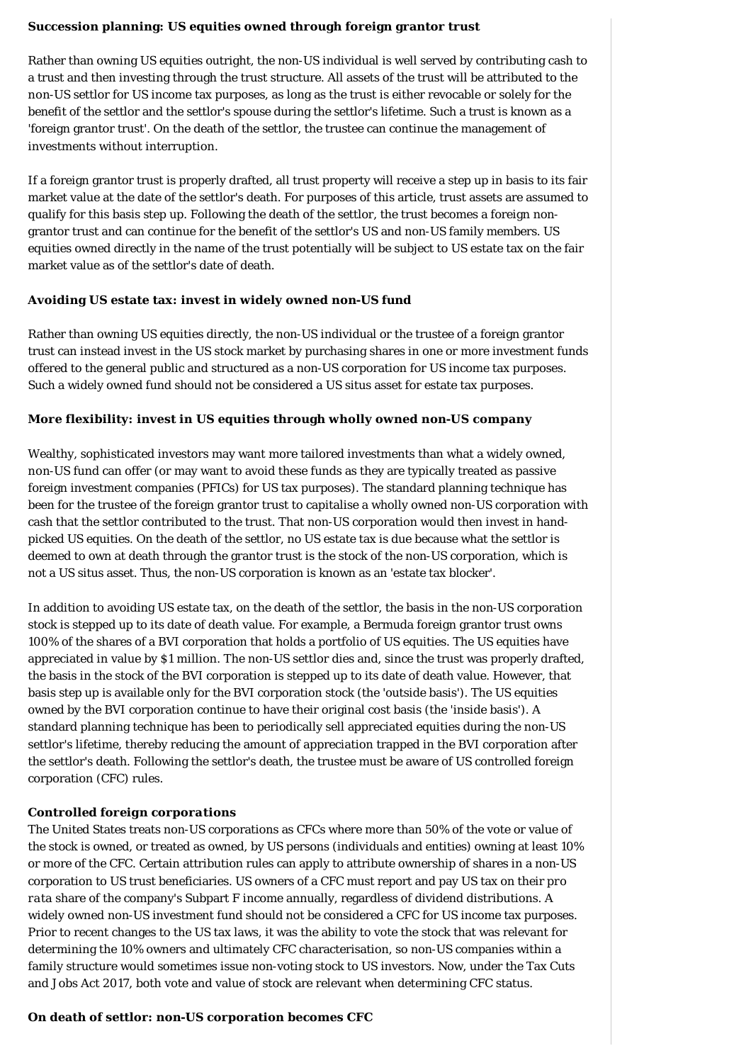**Succession planning: US equities owned through foreign grantor trust**

Rather than owning US equities outright, the non-US individual is well served by contributing cash to a trust and then investing through the trust structure. All assets of the trust will be attributed to the non-US settlor for US income tax purposes, as long as the trust is either revocable or solely for the benefit of the settlor and the settlor's spouse during the settlor's lifetime. Such a trust is known as a 'foreign grantor trust'. On the death of the settlor, the trustee can continue the management of investments without interruption.

If a foreign grantor trust is properly drafted, all trust property will receive a step up in basis to its fair market value at the date of the settlor's death. For purposes of this article, trust assets are assumed to qualify for this basis step up. Following the death of the settlor, the trust becomes a foreign non-grantor trust and can continue for the benefit of the settlor's US and non-US family members. US equities owned directly in the name of the trust potentially will be subject to US estate tax on the fair market value as of the settlor's date of death.

**Avoiding US estate tax: invest in widely owned non-US fund**

Rather than owning US equities directly, the non-US individual or the trustee of a foreign grantor trust can instead invest in the US stock market by purchasing shares in one or more investment funds offered to the general public and structured as a non-US corporation for US income tax purposes. Such a widely owned fund should not be considered a US situs asset for estate tax purposes.

**More flexibility: invest in US equities through wholly owned non-US company**

Wealthy, sophisticated investors may want more tailored investments than what a widely owned, non-US fund can offer (or may want to avoid these funds as they are typically treated as passive foreign investment companies (PFICs) for US tax purposes). The standard planning technique has been for the trustee of the foreign grantor trust to capitalise a wholly owned non-US corporation with cash that the settlor contributed to the trust. That non-US corporation would then invest in hand-picked US equities. On the death of the settlor, no US estate tax is due because what the settlor is deemed to own at death through the grantor trust is the stock of the non-US corporation, which is not a US situs asset. Thus, the non-US corporation is known as an 'estate tax blocker'.

In addition to avoiding US estate tax, on the death of the settlor, the basis in the non-US corporation stock is stepped up to its date of death value. For example, a Bermuda foreign grantor trust owns 100% of the shares of a BVI corporation that holds a portfolio of US equities. The US equities have appreciated in value by $1 million. The non-US settlor dies and, since the trust was properly drafted, the basis in the stock of the BVI corporation is stepped up to its date of death value. However, that basis step up is available only for the BVI corporation stock (the 'outside basis'). The US equities owned by the BVI corporation continue to have their original cost basis (the 'inside basis'). A standard planning technique has been to periodically sell appreciated equities during the non-US settlor's lifetime, thereby reducing the amount of appreciation trapped in the BVI corporation after the settlor's death. Following the settlor's death, the trustee must be aware of US controlled foreign corporation (CFC) rules.

***Controlled foreign corporations***

The United States treats non-US corporations as CFCs where more than 50% of the vote or value of the stock is owned, or treated as owned, by US persons (individuals and entities) owning at least 10% or more of the CFC. Certain attribution rules can apply to attribute ownership of shares in a non-US corporation to US trust beneficiaries. US owners of a CFC must report and pay US tax on their *pro rata* share of the company's Subpart F income annually, regardless of dividend distributions. A widely owned non-US investment fund should not be considered a CFC for US income tax purposes. Prior to recent changes to the US tax laws, it was the ability to vote the stock that was relevant for determining the 10% owners and ultimately CFC characterisation, so non-US companies within a family structure would sometimes issue non-voting stock to US investors. Now, under the Tax Cuts and Jobs Act 2017, both vote and value of stock are relevant when determining CFC status.

**On death of settlor: non-US corporation becomes CFC**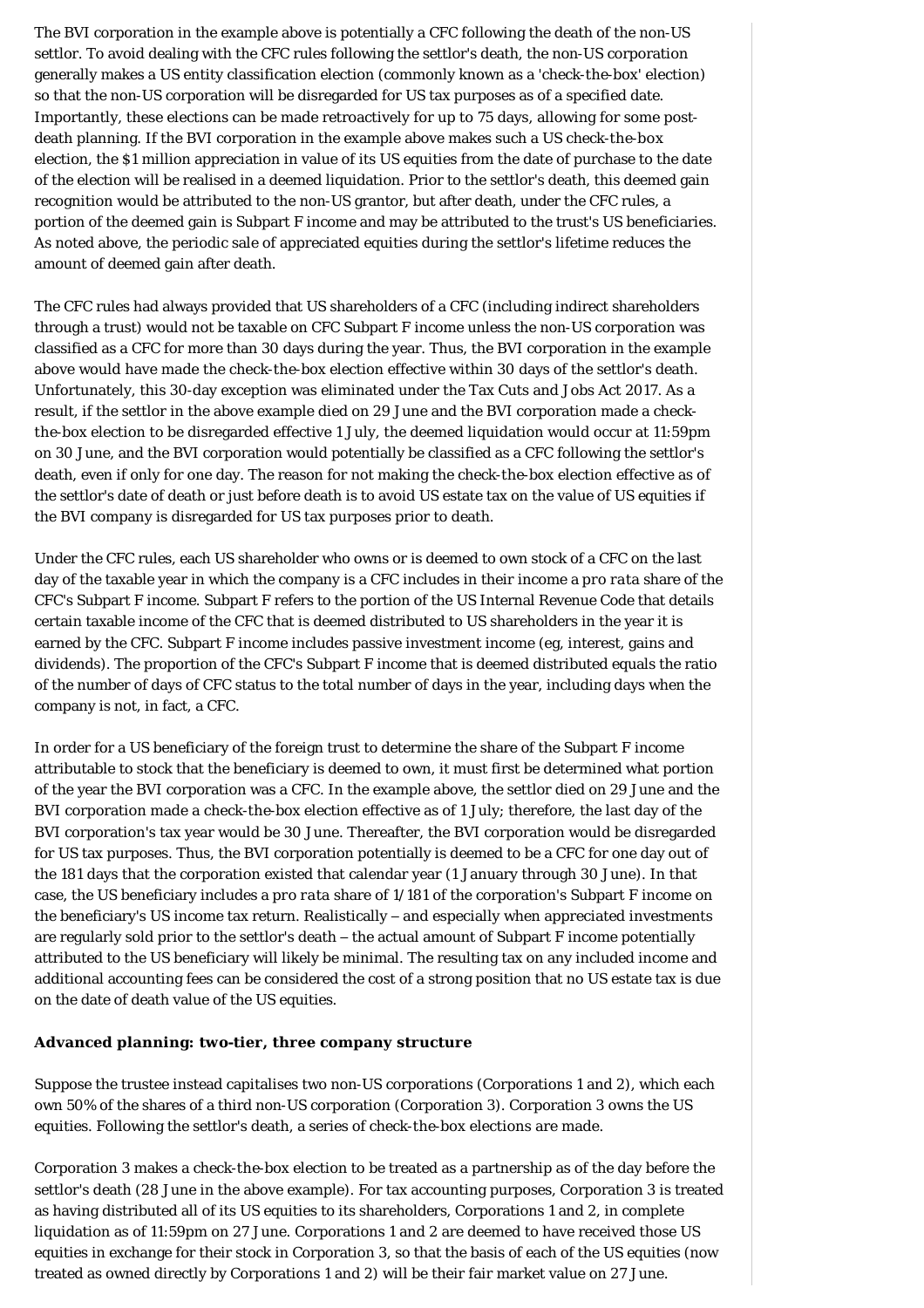The BVI corporation in the example above is potentially a CFC following the death of the non-US settlor. To avoid dealing with the CFC rules following the settlor's death, the non-US corporation generally makes a US entity classification election (commonly known as a 'check-the-box' election) so that the non-US corporation will be disregarded for US tax purposes as of a specified date. Importantly, these elections can be made retroactively for up to 75 days, allowing for some post-death planning. If the BVI corporation in the example above makes such a US check-the-box election, the $1 million appreciation in value of its US equities from the date of purchase to the date of the election will be realised in a deemed liquidation. Prior to the settlor's death, this deemed gain recognition would be attributed to the non-US grantor, but after death, under the CFC rules, a portion of the deemed gain is Subpart F income and may be attributed to the trust's US beneficiaries. As noted above, the periodic sale of appreciated equities during the settlor's lifetime reduces the amount of deemed gain after death.

The CFC rules had always provided that US shareholders of a CFC (including indirect shareholders through a trust) would not be taxable on CFC Subpart F income unless the non-US corporation was classified as a CFC for more than 30 days during the year. Thus, the BVI corporation in the example above would have made the check-the-box election effective within 30 days of the settlor's death. Unfortunately, this 30-day exception was eliminated under the Tax Cuts and Jobs Act 2017. As a result, if the settlor in the above example died on 29 June and the BVI corporation made a check-the-box election to be disregarded effective 1 July, the deemed liquidation would occur at 11:59pm on 30 June, and the BVI corporation would potentially be classified as a CFC following the settlor's death, even if only for one day. The reason for not making the check-the-box election effective as of the settlor's date of death or just before death is to avoid US estate tax on the value of US equities if the BVI company is disregarded for US tax purposes prior to death.

Under the CFC rules, each US shareholder who owns or is deemed to own stock of a CFC on the last day of the taxable year in which the company is a CFC includes in their income a *pro rata* share of the CFC's Subpart F income. Subpart F refers to the portion of the US Internal Revenue Code that details certain taxable income of the CFC that is deemed distributed to US shareholders in the year it is earned by the CFC. Subpart F income includes passive investment income (eg, interest, gains and dividends). The proportion of the CFC's Subpart F income that is deemed distributed equals the ratio of the number of days of CFC status to the total number of days in the year, including days when the company is not, in fact, a CFC.

In order for a US beneficiary of the foreign trust to determine the share of the Subpart F income attributable to stock that the beneficiary is deemed to own, it must first be determined what portion of the year the BVI corporation was a CFC. In the example above, the settlor died on 29 June and the BVI corporation made a check-the-box election effective as of 1 July; therefore, the last day of the BVI corporation's tax year would be 30 June. Thereafter, the BVI corporation would be disregarded for US tax purposes. Thus, the BVI corporation potentially is deemed to be a CFC for one day out of the 181 days that the corporation existed that calendar year (1 January through 30 June). In that case, the US beneficiary includes a *pro rata* share of 1/181 of the corporation's Subpart F income on the beneficiary's US income tax return. Realistically – and especially when appreciated investments are regularly sold prior to the settlor's death – the actual amount of Subpart F income potentially attributed to the US beneficiary will likely be minimal. The resulting tax on any included income and additional accounting fees can be considered the cost of a strong position that no US estate tax is due on the date of death value of the US equities.

**Advanced planning: two-tier, three company structure**

Suppose the trustee instead capitalises two non-US corporations (Corporations 1 and 2), which each own 50% of the shares of a third non-US corporation (Corporation 3). Corporation 3 owns the US equities. Following the settlor's death, a series of check-the-box elections are made.

Corporation 3 makes a check-the-box election to be treated as a partnership as of the day before the settlor's death (28 June in the above example). For tax accounting purposes, Corporation 3 is treated as having distributed all of its US equities to its shareholders, Corporations 1 and 2, in complete liquidation as of 11:59pm on 27 June. Corporations 1 and 2 are deemed to have received those US equities in exchange for their stock in Corporation 3, so that the basis of each of the US equities (now treated as owned directly by Corporations 1 and 2) will be their fair market value on 27 June.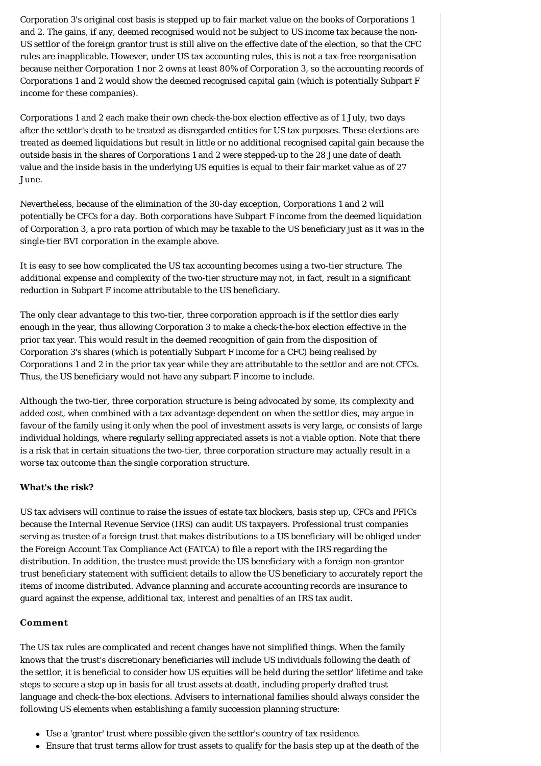Corporation 3's original cost basis is stepped up to fair market value on the books of Corporations 1 and 2. The gains, if any, deemed recognised would not be subject to US income tax because the non-US settlor of the foreign grantor trust is still alive on the effective date of the election, so that the CFC rules are inapplicable. However, under US tax accounting rules, this is not a tax-free reorganisation because neither Corporation 1 nor 2 owns at least 80% of Corporation 3, so the accounting records of Corporations 1 and 2 would show the deemed recognised capital gain (which is potentially Subpart F income for these companies).

Corporations 1 and 2 each make their own check-the-box election effective as of 1 July, two days after the settlor's death to be treated as disregarded entities for US tax purposes. These elections are treated as deemed liquidations but result in little or no additional recognised capital gain because the outside basis in the shares of Corporations 1 and 2 were stepped-up to the 28 June date of death value and the inside basis in the underlying US equities is equal to their fair market value as of 27 June.

Nevertheless, because of the elimination of the 30-day exception, Corporations 1 and 2 will potentially be CFCs for a day. Both corporations have Subpart F income from the deemed liquidation of Corporation 3, a *pro rata* portion of which may be taxable to the US beneficiary just as it was in the single-tier BVI corporation in the example above.

It is easy to see how complicated the US tax accounting becomes using a two-tier structure. The additional expense and complexity of the two-tier structure may not, in fact, result in a significant reduction in Subpart F income attributable to the US beneficiary.

The only clear advantage to this two-tier, three corporation approach is if the settlor dies early enough in the year, thus allowing Corporation 3 to make a check-the-box election effective in the prior tax year. This would result in the deemed recognition of gain from the disposition of Corporation 3's shares (which is potentially Subpart F income for a CFC) being realised by Corporations 1 and 2 in the prior tax year while they are attributable to the settlor and are not CFCs. Thus, the US beneficiary would not have any subpart F income to include.

Although the two-tier, three corporation structure is being advocated by some, its complexity and added cost, when combined with a tax advantage dependent on when the settlor dies, may argue in favour of the family using it only when the pool of investment assets is very large, or consists of large individual holdings, where regularly selling appreciated assets is not a viable option. Note that there is a risk that in certain situations the two-tier, three corporation structure may actually result in a worse tax outcome than the single corporation structure.

**What's the risk?**

US tax advisers will continue to raise the issues of estate tax blockers, basis step up, CFCs and PFICs because the Internal Revenue Service (IRS) can audit US taxpayers. Professional trust companies serving as trustee of a foreign trust that makes distributions to a US beneficiary will be obliged under the Foreign Account Tax Compliance Act (FATCA) to file a report with the IRS regarding the distribution. In addition, the trustee must provide the US beneficiary with a foreign non-grantor trust beneficiary statement with sufficient details to allow the US beneficiary to accurately report the items of income distributed. Advance planning and accurate accounting records are insurance to guard against the expense, additional tax, interest and penalties of an IRS tax audit.

**Comment**

The US tax rules are complicated and recent changes have not simplified things. When the family knows that the trust's discretionary beneficiaries will include US individuals following the death of the settlor, it is beneficial to consider how US equities will be held during the settlor' lifetime and take steps to secure a step up in basis for all trust assets at death, including properly drafted trust language and check-the-box elections. Advisers to international families should always consider the following US elements when establishing a family succession planning structure:

- Use a 'grantor' trust where possible given the settlor's country of tax residence.
- Ensure that trust terms allow for trust assets to qualify for the basis step up at the death of the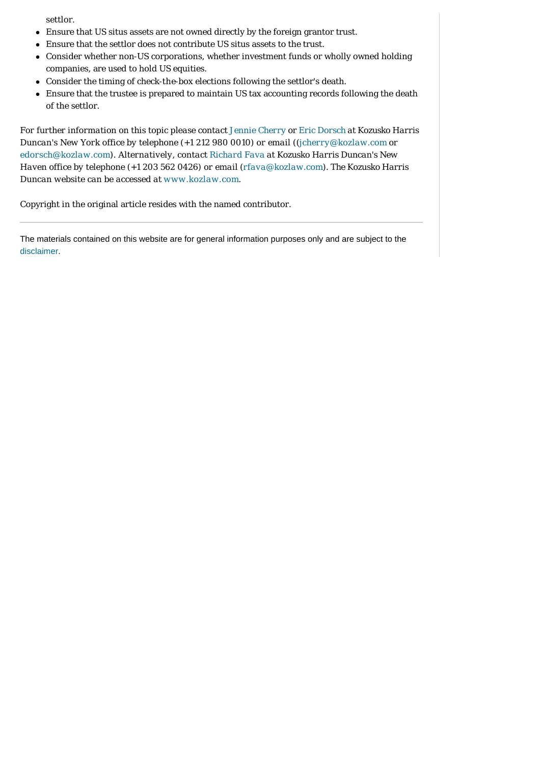settlor.

- Ensure that US situs assets are not owned directly by the foreign grantor trust.
- Ensure that the settlor does not contribute US situs assets to the trust.
- Consider whether non-US corporations, whether investment funds or wholly owned holding companies, are used to hold US equities.
- Consider the timing of check-the-box elections following the settlor's death.
- Ensure that the trustee is prepared to maintain US tax accounting records following the death of the settlor.

For further information on this topic please contact Jennie Cherry or Eric Dorsch at Kozusko Harris Duncan's New York office by telephone (+1 212 980 0010) or email ((jcherry@kozlaw.com or edorsch@kozlaw.com). Alternatively, contact Richard Fava at Kozusko Harris Duncan's New Haven office by telephone (+1 203 562 0426) or email (rfava@kozlaw.com). The Kozusko Harris Duncan website can be accessed at www.kozlaw.com.

Copyright in the original article resides with the named contributor.

---

The materials contained on this website are for general information purposes only and are subject to the disclaimer.